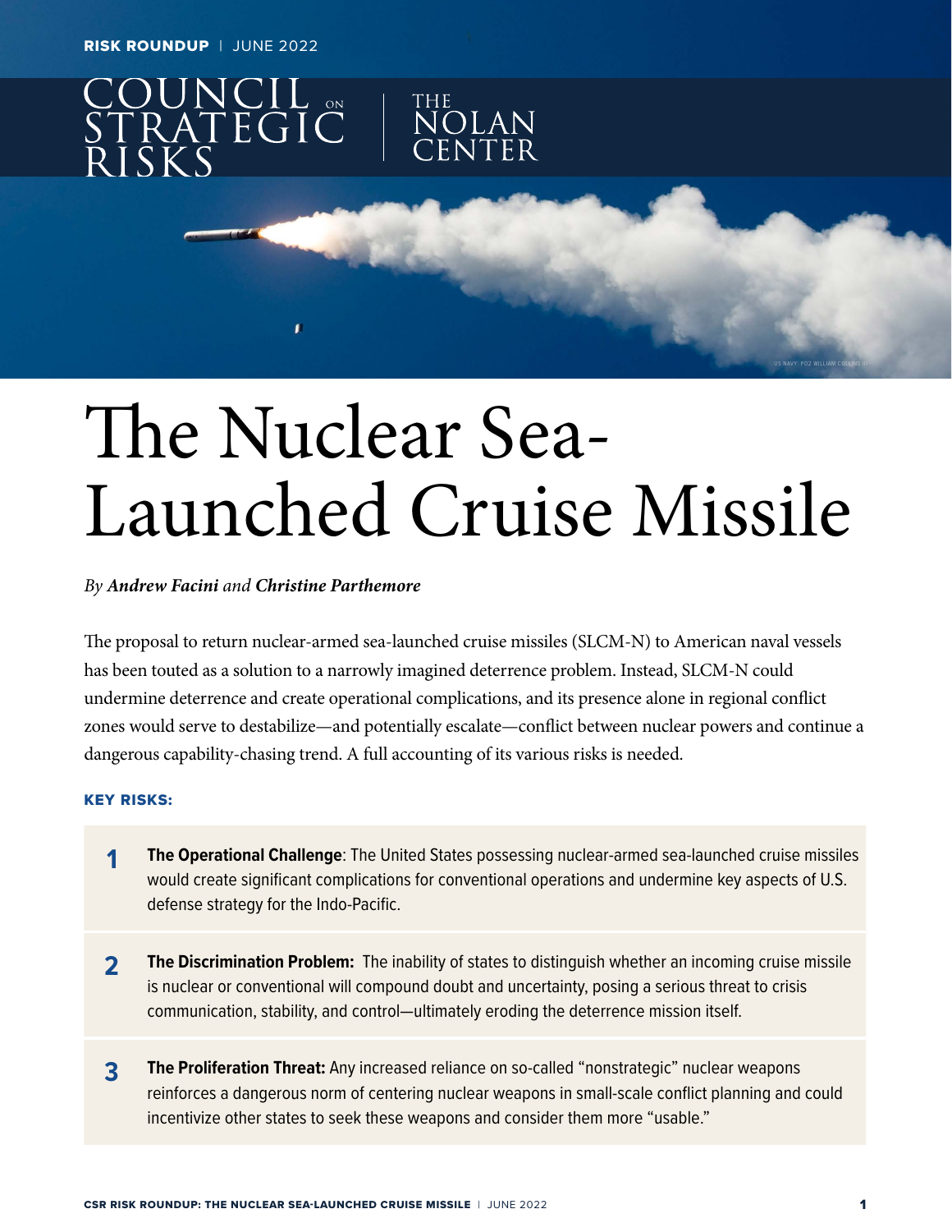RISK ROUNDUP | JUNE 2022

COUNCIL ON STRATEGIC RISKS | THE NOLAN CENTER

# The Nuclear Sea-Launched Cruise Missile

*By **Andrew Facini** and **Christine Parthemore***

The proposal to return nuclear-armed sea-launched cruise missiles (SLCM-N) to American naval vessels has been touted as a solution to a narrowly imagined deterrence problem. Instead, SLCM-N could undermine deterrence and create operational complications, and its presence alone in regional conflict zones would serve to destabilize—and potentially escalate—conflict between nuclear powers and continue a dangerous capability-chasing trend. A full accounting of its various risks is needed.

### KEY RISKS:

1. **The Operational Challenge**: The United States possessing nuclear-armed sea-launched cruise missiles would create significant complications for conventional operations and undermine key aspects of U.S. defense strategy for the Indo-Pacific.

2. **The Discrimination Problem:** The inability of states to distinguish whether an incoming cruise missile is nuclear or conventional will compound doubt and uncertainty, posing a serious threat to crisis communication, stability, and control—ultimately eroding the deterrence mission itself.

3. **The Proliferation Threat:** Any increased reliance on so-called "nonstrategic" nuclear weapons reinforces a dangerous norm of centering nuclear weapons in small-scale conflict planning and could incentivize other states to seek these weapons and consider them more "usable."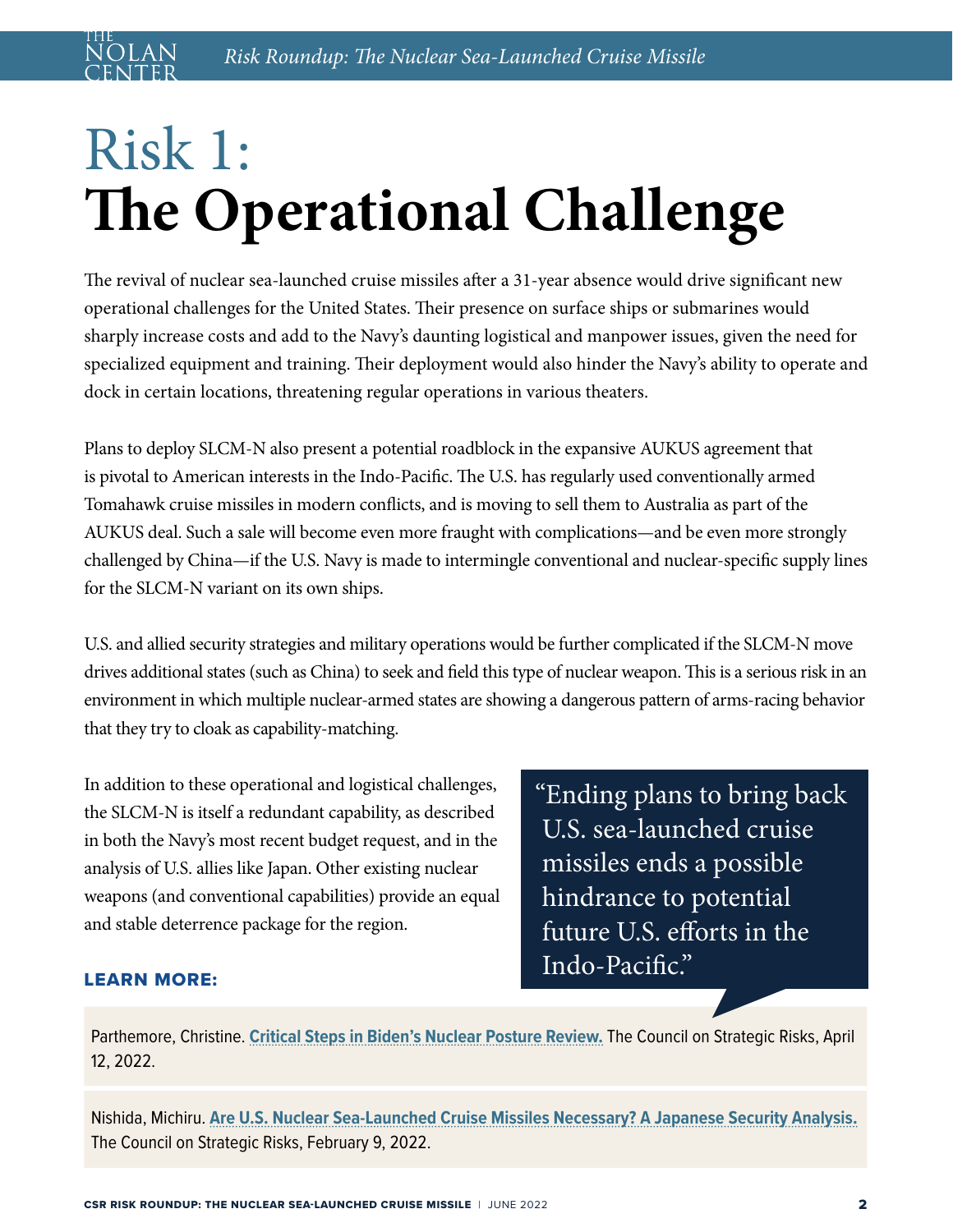# Risk 1: The Operational Challenge

The revival of nuclear sea-launched cruise missiles after a 31-year absence would drive significant new operational challenges for the United States. Their presence on surface ships or submarines would sharply increase costs and add to the Navy's daunting logistical and manpower issues, given the need for specialized equipment and training. Their deployment would also hinder the Navy's ability to operate and dock in certain locations, threatening regular operations in various theaters.

Plans to deploy SLCM-N also present a potential roadblock in the expansive AUKUS agreement that is pivotal to American interests in the Indo-Pacific. The U.S. has regularly used conventionally armed Tomahawk cruise missiles in modern conflicts, and is moving to sell them to Australia as part of the AUKUS deal. Such a sale will become even more fraught with complications—and be even more strongly challenged by China—if the U.S. Navy is made to intermingle conventional and nuclear-specific supply lines for the SLCM-N variant on its own ships.

U.S. and allied security strategies and military operations would be further complicated if the SLCM-N move drives additional states (such as China) to seek and field this type of nuclear weapon. This is a serious risk in an environment in which multiple nuclear-armed states are showing a dangerous pattern of arms-racing behavior that they try to cloak as capability-matching.

In addition to these operational and logistical challenges, the SLCM-N is itself a redundant capability, as described in both the Navy's most recent budget request, and in the analysis of U.S. allies like Japan. Other existing nuclear weapons (and conventional capabilities) provide an equal and stable deterrence package for the region.

> "Ending plans to bring back U.S. sea-launched cruise missiles ends a possible hindrance to potential future U.S. efforts in the Indo-Pacific."

**LEARN MORE:**

Parthemore, Christine. **Critical Steps in Biden's Nuclear Posture Review.** The Council on Strategic Risks, April 12, 2022.

Nishida, Michiru. **Are U.S. Nuclear Sea-Launched Cruise Missiles Necessary? A Japanese Security Analysis.** The Council on Strategic Risks, February 9, 2022.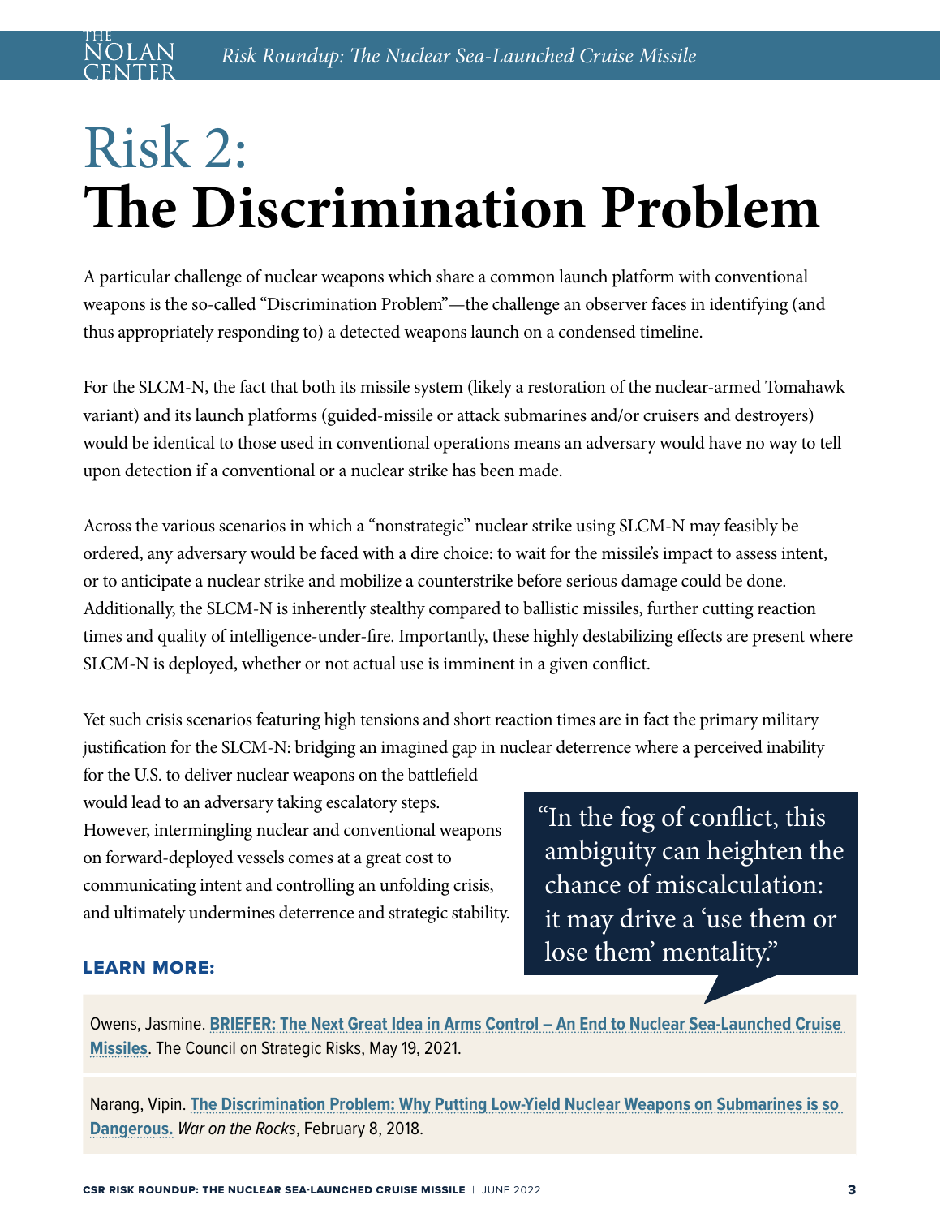# Risk 2: **The Discrimination Problem**

A particular challenge of nuclear weapons which share a common launch platform with conventional weapons is the so-called "Discrimination Problem"—the challenge an observer faces in identifying (and thus appropriately responding to) a detected weapons launch on a condensed timeline.

For the SLCM-N, the fact that both its missile system (likely a restoration of the nuclear-armed Tomahawk variant) and its launch platforms (guided-missile or attack submarines and/or cruisers and destroyers) would be identical to those used in conventional operations means an adversary would have no way to tell upon detection if a conventional or a nuclear strike has been made.

Across the various scenarios in which a "nonstrategic" nuclear strike using SLCM-N may feasibly be ordered, any adversary would be faced with a dire choice: to wait for the missile's impact to assess intent, or to anticipate a nuclear strike and mobilize a counterstrike before serious damage could be done. Additionally, the SLCM-N is inherently stealthy compared to ballistic missiles, further cutting reaction times and quality of intelligence-under-fire. Importantly, these highly destabilizing effects are present where SLCM-N is deployed, whether or not actual use is imminent in a given conflict.

Yet such crisis scenarios featuring high tensions and short reaction times are in fact the primary military justification for the SLCM-N: bridging an imagined gap in nuclear deterrence where a perceived inability for the U.S. to deliver nuclear weapons on the battlefield would lead to an adversary taking escalatory steps. However, intermingling nuclear and conventional weapons on forward-deployed vessels comes at a great cost to communicating intent and controlling an unfolding crisis, and ultimately undermines deterrence and strategic stability.

> "In the fog of conflict, this ambiguity can heighten the chance of miscalculation: it may drive a 'use them or lose them' mentality."

**LEARN MORE:**

Owens, Jasmine. **BRIEFER: The Next Great Idea in Arms Control – An End to Nuclear Sea-Launched Cruise Missiles**. The Council on Strategic Risks, May 19, 2021.

Narang, Vipin. **The Discrimination Problem: Why Putting Low-Yield Nuclear Weapons on Submarines is so Dangerous.** *War on the Rocks*, February 8, 2018.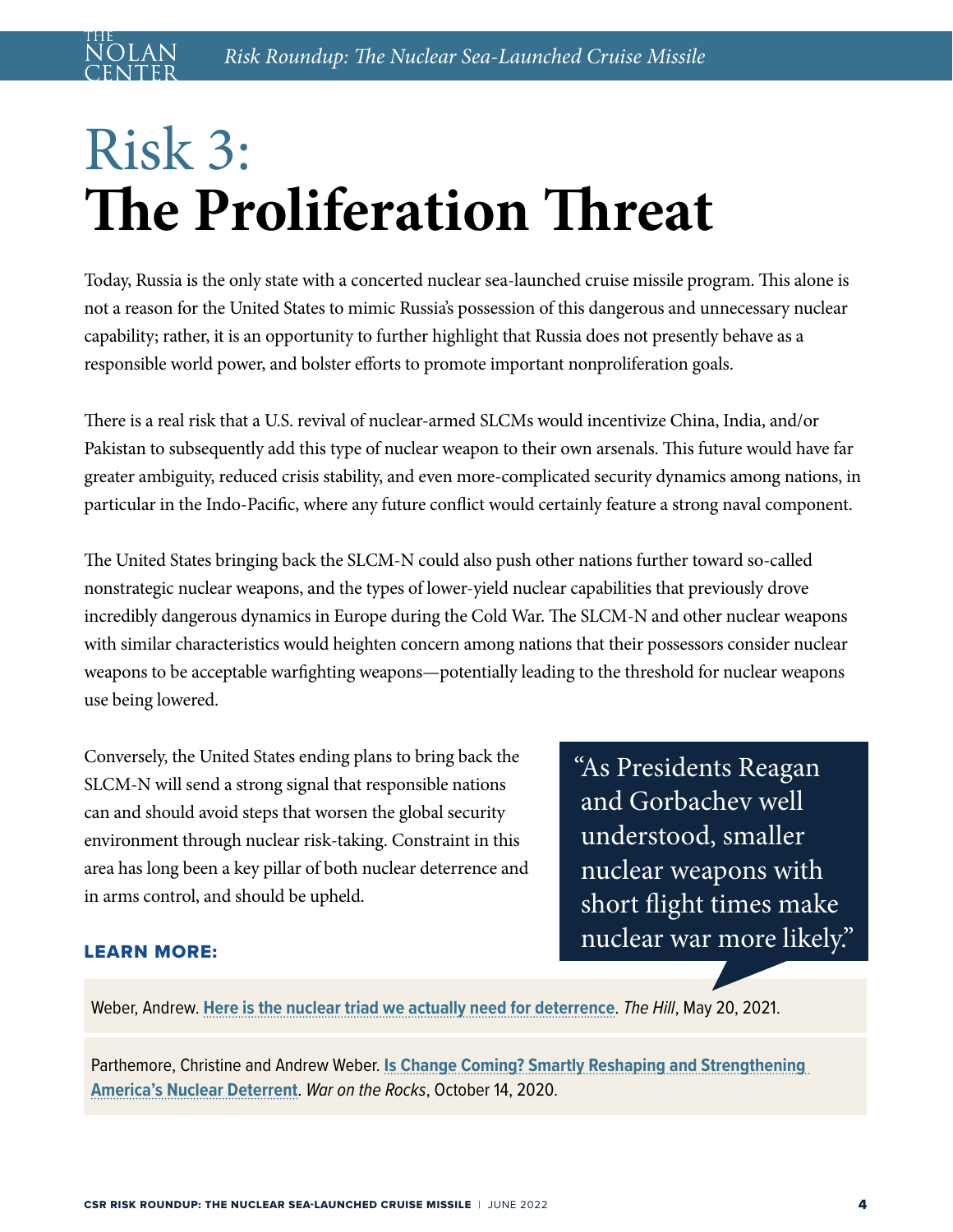# Risk 3: The Proliferation Threat

Today, Russia is the only state with a concerted nuclear sea-launched cruise missile program. This alone is not a reason for the United States to mimic Russia's possession of this dangerous and unnecessary nuclear capability; rather, it is an opportunity to further highlight that Russia does not presently behave as a responsible world power, and bolster efforts to promote important nonproliferation goals.

There is a real risk that a U.S. revival of nuclear-armed SLCMs would incentivize China, India, and/or Pakistan to subsequently add this type of nuclear weapon to their own arsenals. This future would have far greater ambiguity, reduced crisis stability, and even more-complicated security dynamics among nations, in particular in the Indo-Pacific, where any future conflict would certainly feature a strong naval component.

The United States bringing back the SLCM-N could also push other nations further toward so-called nonstrategic nuclear weapons, and the types of lower-yield nuclear capabilities that previously drove incredibly dangerous dynamics in Europe during the Cold War. The SLCM-N and other nuclear weapons with similar characteristics would heighten concern among nations that their possessors consider nuclear weapons to be acceptable warfighting weapons—potentially leading to the threshold for nuclear weapons use being lowered.

Conversely, the United States ending plans to bring back the SLCM-N will send a strong signal that responsible nations can and should avoid steps that worsen the global security environment through nuclear risk-taking. Constraint in this area has long been a key pillar of both nuclear deterrence and in arms control, and should be upheld.

> "As Presidents Reagan and Gorbachev well understood, smaller nuclear weapons with short flight times make nuclear war more likely."

**LEARN MORE:**

Weber, Andrew. **Here is the nuclear triad we actually need for deterrence**. *The Hill*, May 20, 2021.

Parthemore, Christine and Andrew Weber. **Is Change Coming? Smartly Reshaping and Strengthening America's Nuclear Deterrent**. *War on the Rocks*, October 14, 2020.